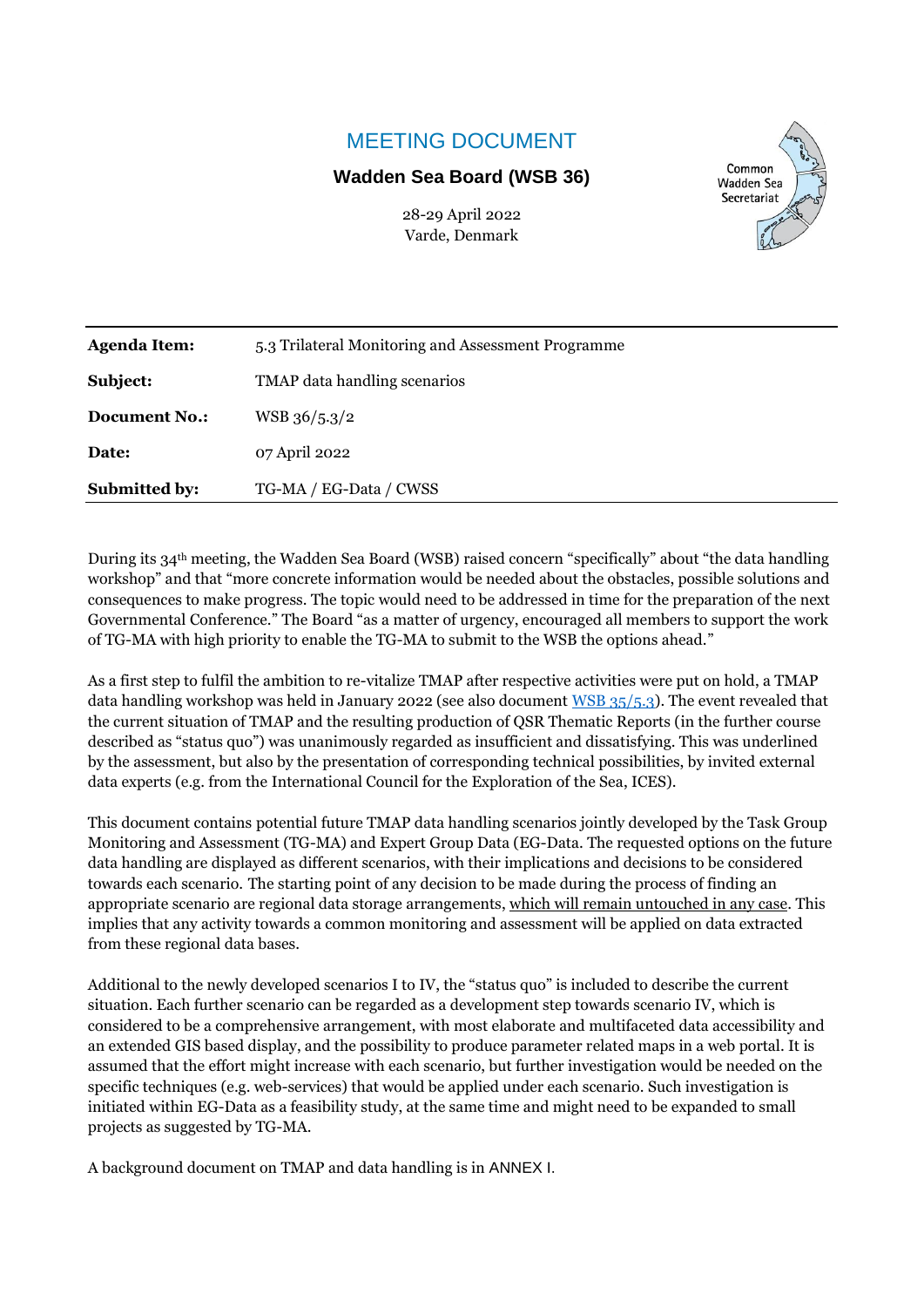# MEETING DOCUMENT

**Wadden Sea Board (WSB 36)**

28-29 April 2022
Varde, Denmark

Common Wadden Sea Secretariat

| | |
|---|---|
| **Agenda Item:** | 5.3 Trilateral Monitoring and Assessment Programme |
| **Subject:** | TMAP data handling scenarios |
| **Document No.:** | WSB 36/5.3/2 |
| **Date:** | 07 April 2022 |
| **Submitted by:** | TG-MA / EG-Data / CWSS |

During its 34th meeting, the Wadden Sea Board (WSB) raised concern "specifically" about "the data handling workshop" and that "more concrete information would be needed about the obstacles, possible solutions and consequences to make progress. The topic would need to be addressed in time for the preparation of the next Governmental Conference." The Board "as a matter of urgency, encouraged all members to support the work of TG-MA with high priority to enable the TG-MA to submit to the WSB the options ahead."

As a first step to fulfil the ambition to re-vitalize TMAP after respective activities were put on hold, a TMAP data handling workshop was held in January 2022 (see also document WSB 35/5.3). The event revealed that the current situation of TMAP and the resulting production of QSR Thematic Reports (in the further course described as "status quo") was unanimously regarded as insufficient and dissatisfying. This was underlined by the assessment, but also by the presentation of corresponding technical possibilities, by invited external data experts (e.g. from the International Council for the Exploration of the Sea, ICES).

This document contains potential future TMAP data handling scenarios jointly developed by the Task Group Monitoring and Assessment (TG-MA) and Expert Group Data (EG-Data. The requested options on the future data handling are displayed as different scenarios, with their implications and decisions to be considered towards each scenario. The starting point of any decision to be made during the process of finding an appropriate scenario are regional data storage arrangements, which will remain untouched in any case. This implies that any activity towards a common monitoring and assessment will be applied on data extracted from these regional data bases.

Additional to the newly developed scenarios I to IV, the "status quo" is included to describe the current situation. Each further scenario can be regarded as a development step towards scenario IV, which is considered to be a comprehensive arrangement, with most elaborate and multifaceted data accessibility and an extended GIS based display, and the possibility to produce parameter related maps in a web portal. It is assumed that the effort might increase with each scenario, but further investigation would be needed on the specific techniques (e.g. web-services) that would be applied under each scenario. Such investigation is initiated within EG-Data as a feasibility study, at the same time and might need to be expanded to small projects as suggested by TG-MA.

A background document on TMAP and data handling is in ANNEX I.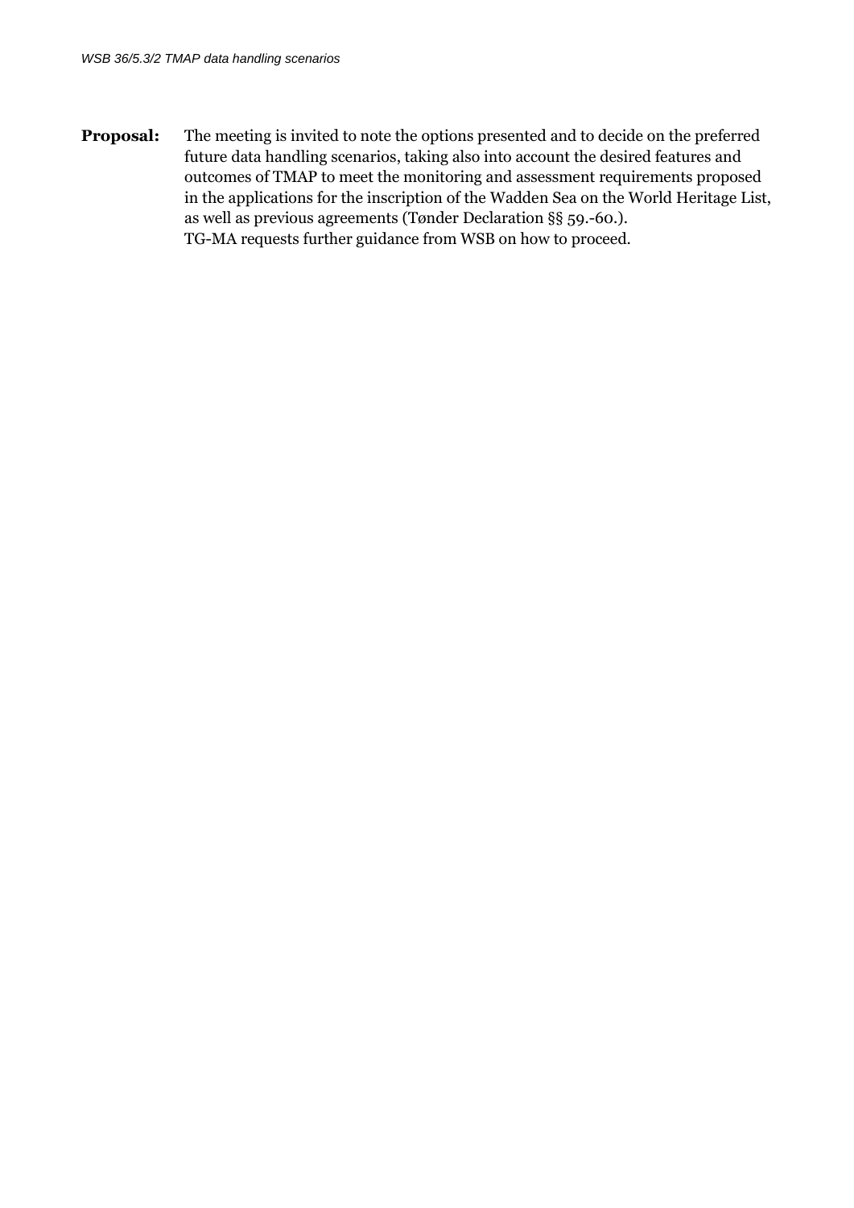**Proposal:** The meeting is invited to note the options presented and to decide on the preferred future data handling scenarios, taking also into account the desired features and outcomes of TMAP to meet the monitoring and assessment requirements proposed in the applications for the inscription of the Wadden Sea on the World Heritage List, as well as previous agreements (Tønder Declaration §§ 59.-60.).
TG-MA requests further guidance from WSB on how to proceed.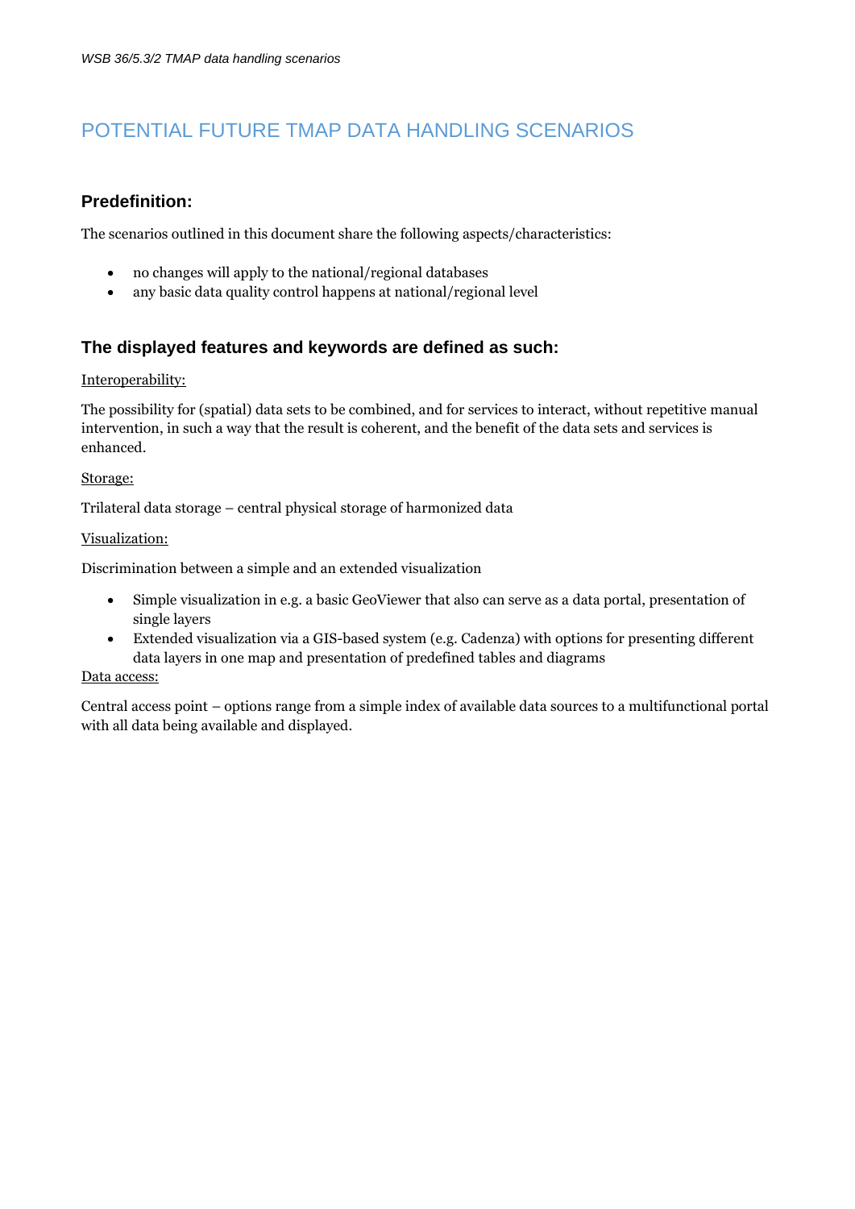# POTENTIAL FUTURE TMAP DATA HANDLING SCENARIOS

## Predefinition:

The scenarios outlined in this document share the following aspects/characteristics:

- no changes will apply to the national/regional databases
- any basic data quality control happens at national/regional level

## The displayed features and keywords are defined as such:

Interoperability:

The possibility for (spatial) data sets to be combined, and for services to interact, without repetitive manual intervention, in such a way that the result is coherent, and the benefit of the data sets and services is enhanced.

Storage:

Trilateral data storage – central physical storage of harmonized data

Visualization:

Discrimination between a simple and an extended visualization

- Simple visualization in e.g. a basic GeoViewer that also can serve as a data portal, presentation of single layers
- Extended visualization via a GIS-based system (e.g. Cadenza) with options for presenting different data layers in one map and presentation of predefined tables and diagrams

Data access:

Central access point – options range from a simple index of available data sources to a multifunctional portal with all data being available and displayed.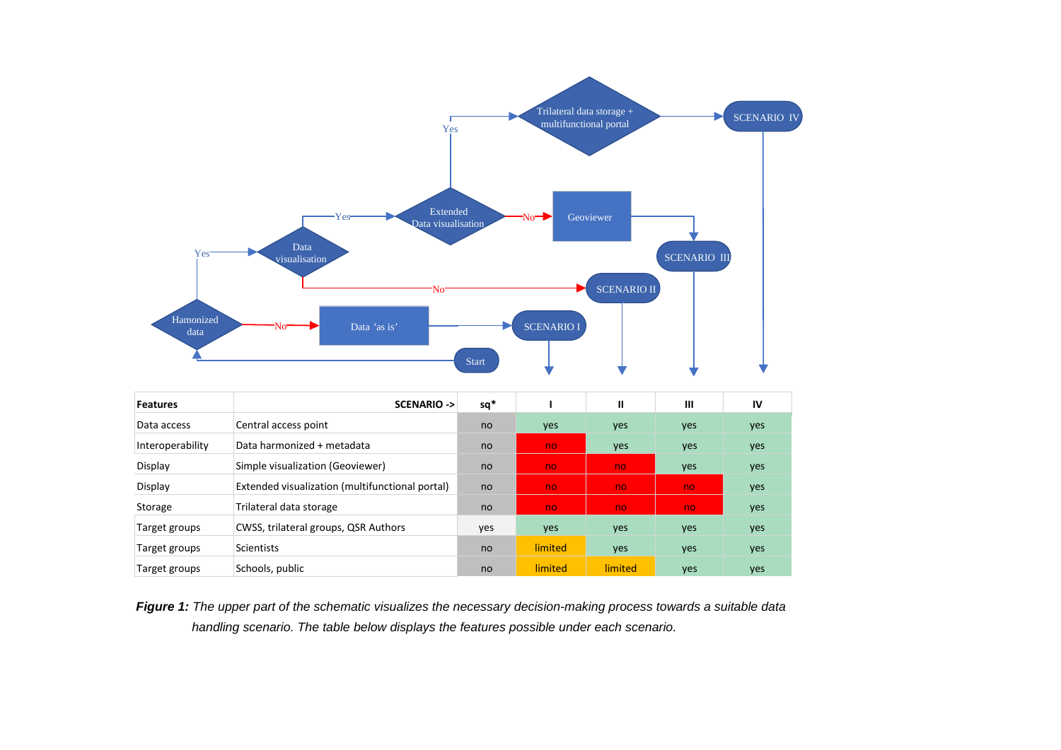| Features | SCENARIO -> | sq* | I | II | III | IV |
|---|---|---|---|---|---|---|
| Data access | Central access point | no | yes | yes | yes | yes |
| Interoperability | Data harmonized + metadata | no | no | yes | yes | yes |
| Display | Simple visualization (Geoviewer) | no | no | no | yes | yes |
| Display | Extended visualization (multifunctional portal) | no | no | no | no | yes |
| Storage | Trilateral data storage | no | no | no | no | yes |
| Target groups | CWSS, trilateral groups, QSR Authors | yes | yes | yes | yes | yes |
| Target groups | Scientists | no | limited | yes | yes | yes |
| Target groups | Schools, public | no | limited | limited | yes | yes |

***Figure 1:*** *The upper part of the schematic visualizes the necessary decision-making process towards a suitable data handling scenario. The table below displays the features possible under each scenario.*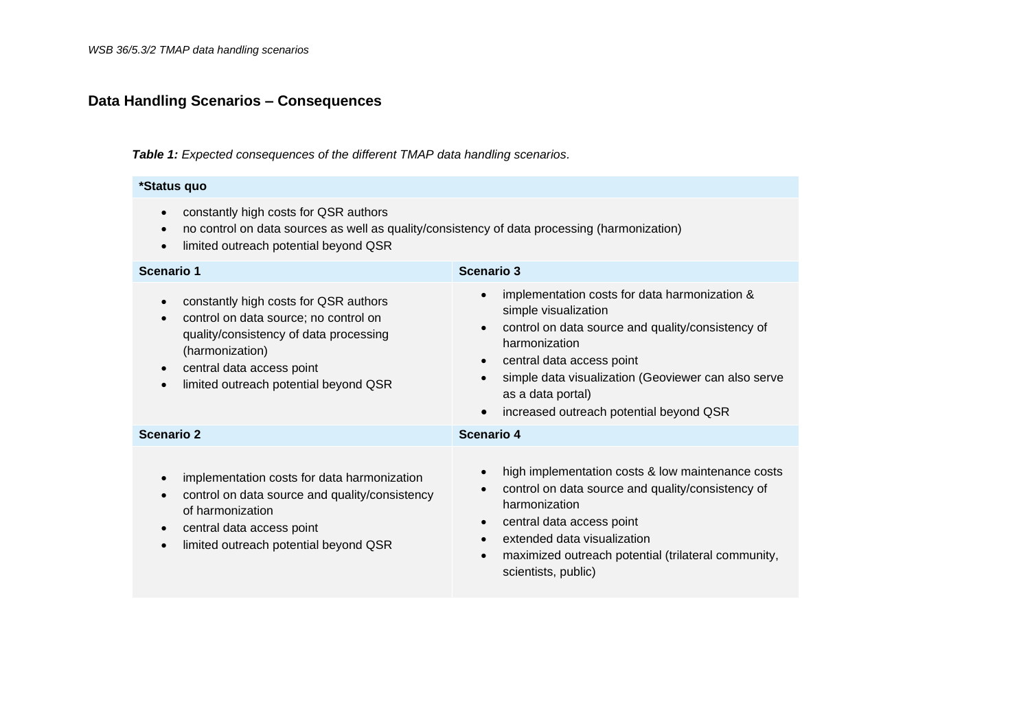## Data Handling Scenarios – Consequences

***Table 1:*** *Expected consequences of the different TMAP data handling scenarios*.

| **\*Status quo** | |
|---|---|
| • constantly high costs for QSR authors<br>• no control on data sources as well as quality/consistency of data processing (harmonization)<br>• limited outreach potential beyond QSR | |
| **Scenario 1** | **Scenario 3** |
| • constantly high costs for QSR authors<br>• control on data source; no control on quality/consistency of data processing (harmonization)<br>• central data access point<br>• limited outreach potential beyond QSR | • implementation costs for data harmonization & simple visualization<br>• control on data source and quality/consistency of harmonization<br>• central data access point<br>• simple data visualization (Geoviewer can also serve as a data portal)<br>• increased outreach potential beyond QSR |
| **Scenario 2** | **Scenario 4** |
| • implementation costs for data harmonization<br>• control on data source and quality/consistency of harmonization<br>• central data access point<br>• limited outreach potential beyond QSR | • high implementation costs & low maintenance costs<br>• control on data source and quality/consistency of harmonization<br>• central data access point<br>• extended data visualization<br>• maximized outreach potential (trilateral community, scientists, public) |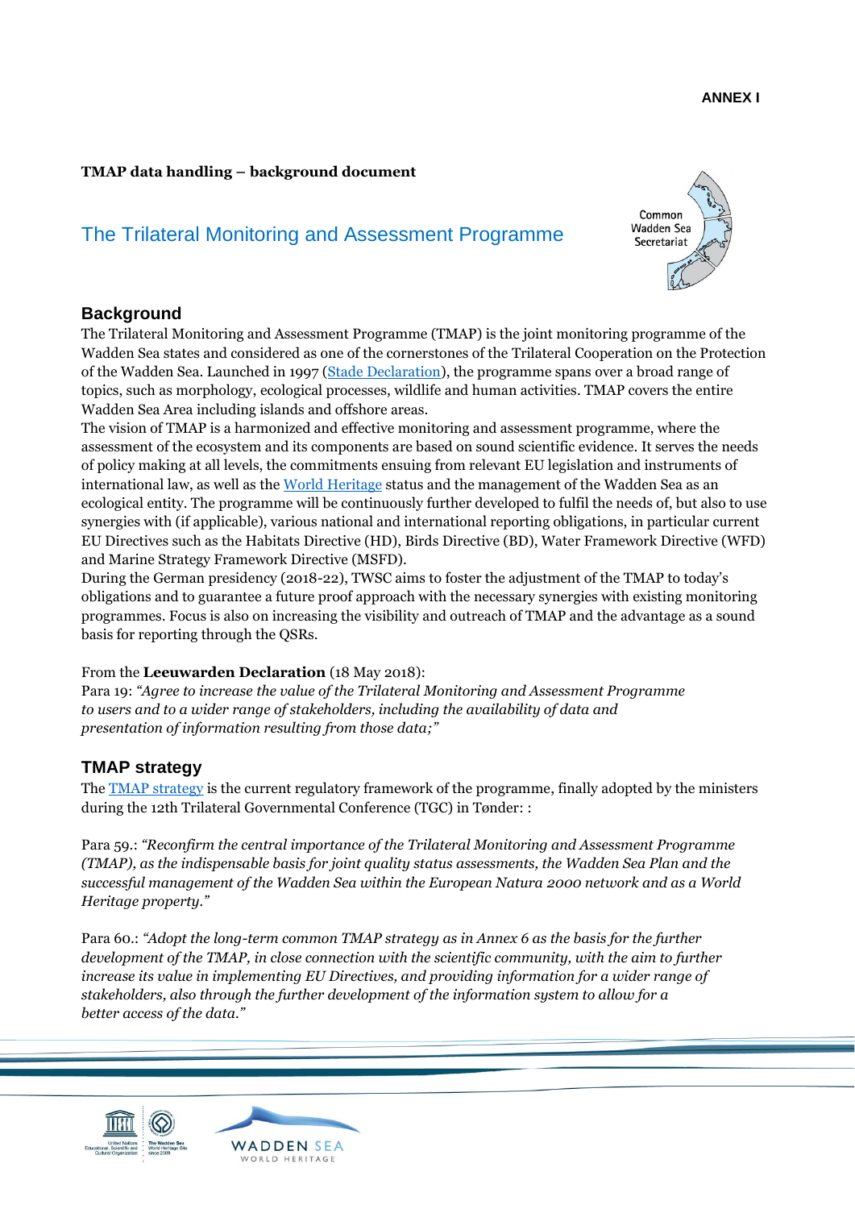**ANNEX I**

**TMAP data handling – background document**

# The Trilateral Monitoring and Assessment Programme

Common Wadden Sea Secretariat

## Background

The Trilateral Monitoring and Assessment Programme (TMAP) is the joint monitoring programme of the Wadden Sea states and considered as one of the cornerstones of the Trilateral Cooperation on the Protection of the Wadden Sea. Launched in 1997 (Stade Declaration), the programme spans over a broad range of topics, such as morphology, ecological processes, wildlife and human activities. TMAP covers the entire Wadden Sea Area including islands and offshore areas.

The vision of TMAP is a harmonized and effective monitoring and assessment programme, where the assessment of the ecosystem and its components are based on sound scientific evidence. It serves the needs of policy making at all levels, the commitments ensuing from relevant EU legislation and instruments of international law, as well as the World Heritage status and the management of the Wadden Sea as an ecological entity. The programme will be continuously further developed to fulfil the needs of, but also to use synergies with (if applicable), various national and international reporting obligations, in particular current EU Directives such as the Habitats Directive (HD), Birds Directive (BD), Water Framework Directive (WFD) and Marine Strategy Framework Directive (MSFD).

During the German presidency (2018-22), TWSC aims to foster the adjustment of the TMAP to today's obligations and to guarantee a future proof approach with the necessary synergies with existing monitoring programmes. Focus is also on increasing the visibility and outreach of TMAP and the advantage as a sound basis for reporting through the QSRs.

From the **Leeuwarden Declaration** (18 May 2018):
Para 19: *"Agree to increase the value of the Trilateral Monitoring and Assessment Programme to users and to a wider range of stakeholders, including the availability of data and presentation of information resulting from those data;"*

## TMAP strategy

The TMAP strategy is the current regulatory framework of the programme, finally adopted by the ministers during the 12th Trilateral Governmental Conference (TGC) in Tønder: :

Para 59.: *"Reconfirm the central importance of the Trilateral Monitoring and Assessment Programme (TMAP), as the indispensable basis for joint quality status assessments, the Wadden Sea Plan and the successful management of the Wadden Sea within the European Natura 2000 network and as a World Heritage property."*

Para 60.: *"Adopt the long-term common TMAP strategy as in Annex 6 as the basis for the further development of the TMAP, in close connection with the scientific community, with the aim to further increase its value in implementing EU Directives, and providing information for a wider range of stakeholders, also through the further development of the information system to allow for a better access of the data."*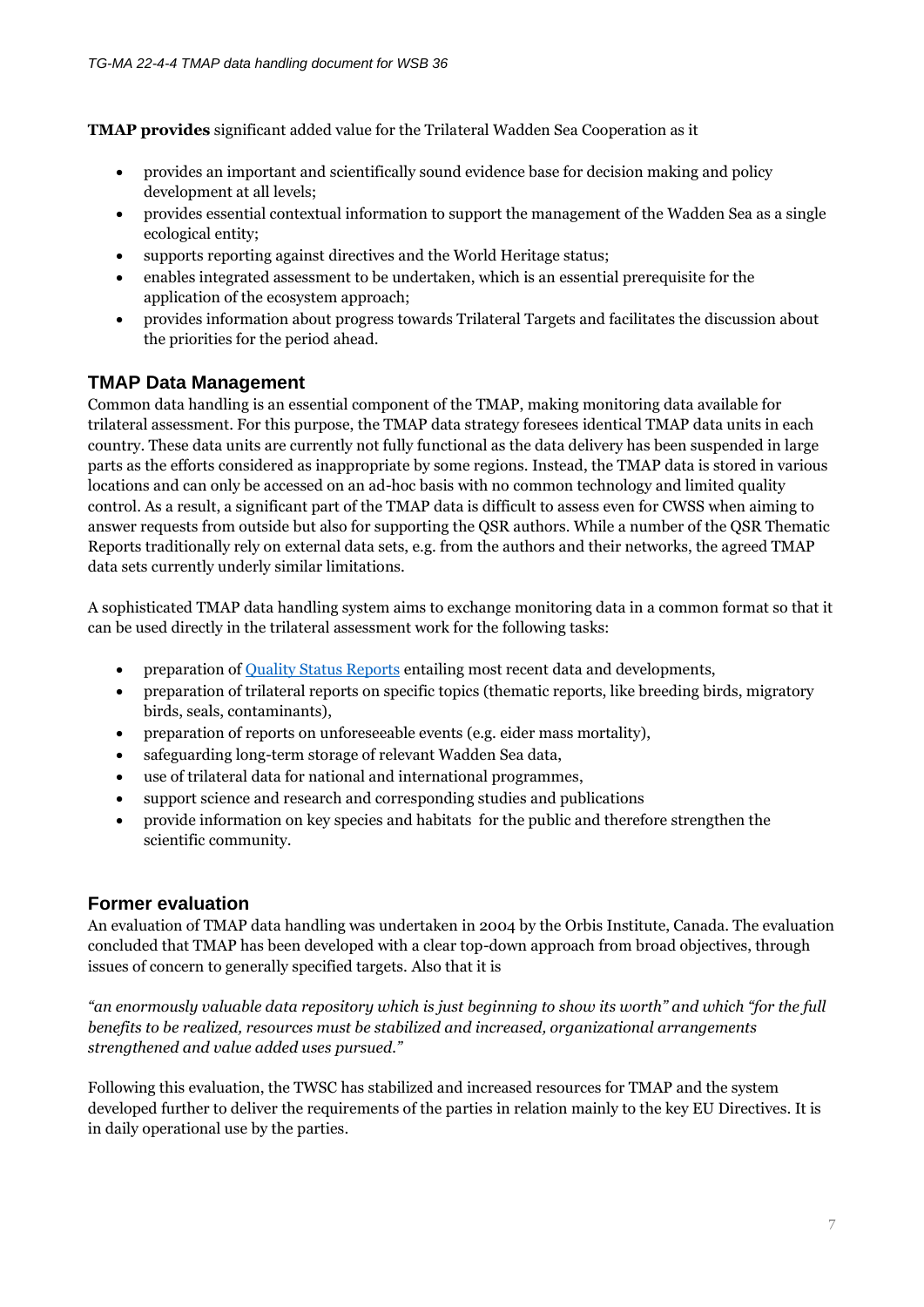**TMAP provides** significant added value for the Trilateral Wadden Sea Cooperation as it

- provides an important and scientifically sound evidence base for decision making and policy development at all levels;
- provides essential contextual information to support the management of the Wadden Sea as a single ecological entity;
- supports reporting against directives and the World Heritage status;
- enables integrated assessment to be undertaken, which is an essential prerequisite for the application of the ecosystem approach;
- provides information about progress towards Trilateral Targets and facilitates the discussion about the priorities for the period ahead.

## TMAP Data Management

Common data handling is an essential component of the TMAP, making monitoring data available for trilateral assessment. For this purpose, the TMAP data strategy foresees identical TMAP data units in each country. These data units are currently not fully functional as the data delivery has been suspended in large parts as the efforts considered as inappropriate by some regions. Instead, the TMAP data is stored in various locations and can only be accessed on an ad-hoc basis with no common technology and limited quality control. As a result, a significant part of the TMAP data is difficult to assess even for CWSS when aiming to answer requests from outside but also for supporting the QSR authors. While a number of the QSR Thematic Reports traditionally rely on external data sets, e.g. from the authors and their networks, the agreed TMAP data sets currently underly similar limitations.

A sophisticated TMAP data handling system aims to exchange monitoring data in a common format so that it can be used directly in the trilateral assessment work for the following tasks:

- preparation of Quality Status Reports entailing most recent data and developments,
- preparation of trilateral reports on specific topics (thematic reports, like breeding birds, migratory birds, seals, contaminants),
- preparation of reports on unforeseeable events (e.g. eider mass mortality),
- safeguarding long-term storage of relevant Wadden Sea data,
- use of trilateral data for national and international programmes,
- support science and research and corresponding studies and publications
- provide information on key species and habitats for the public and therefore strengthen the scientific community.

## Former evaluation

An evaluation of TMAP data handling was undertaken in 2004 by the Orbis Institute, Canada. The evaluation concluded that TMAP has been developed with a clear top-down approach from broad objectives, through issues of concern to generally specified targets. Also that it is

*"an enormously valuable data repository which is just beginning to show its worth" and which "for the full benefits to be realized, resources must be stabilized and increased, organizational arrangements strengthened and value added uses pursued."*

Following this evaluation, the TWSC has stabilized and increased resources for TMAP and the system developed further to deliver the requirements of the parties in relation mainly to the key EU Directives. It is in daily operational use by the parties.